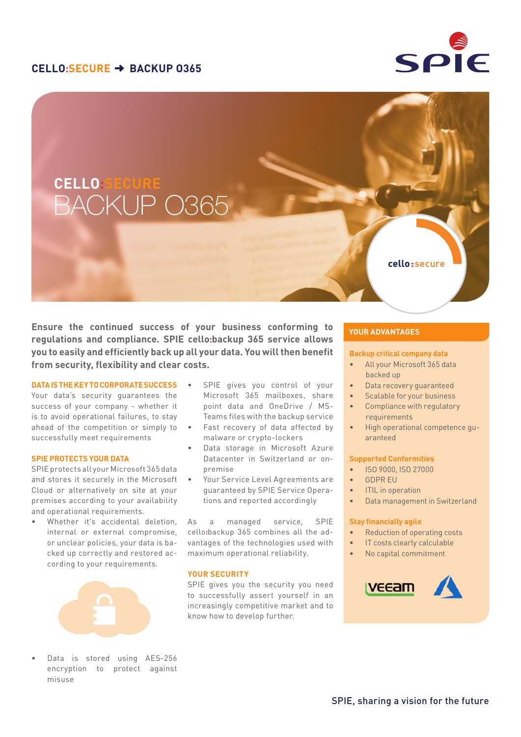# CELLO:SECURE ➜ BACKUP O365

## CELLO:SECURE
## BACKUP O365

cello:secure

**Ensure the continued success of your business conforming to regulations and compliance. SPIE cello:backup 365 service allows you to easily and efficiently back up all your data. You will then benefit from security, flexibility and clear costs.**

### DATA IS THE KEY TO CORPORATE SUCCESS

Your data's security guarantees the success of your company - whether it is to avoid operational failures, to stay ahead of the competition or simply to successfully meet requirements

### SPIE PROTECTS YOUR DATA

SPIE protects all your Microsoft 365 data and stores it securely in the Microsoft Cloud or alternatively on site at your premises according to your availability and operational requirements.

- Whether it's accidental deletion, internal or external compromise, or unclear policies, your data is backed up correctly and restored according to your requirements.
- Data is stored using AES-256 encryption to protect against misuse
- SPIE gives you control of your Microsoft 365 mailboxes, share point data and OneDrive / MS-Teams files with the backup service
- Fast recovery of data affected by malware or crypto-lockers
- Data storage in Microsoft Azure Datacenter in Switzerland or on-premise
- Your Service Level Agreements are guaranteed by SPIE Service Operations and reported accordingly

As a managed service, SPIE cello:backup 365 combines all the advantages of the technologies used with maximum operational reliability.

### YOUR SECURITY

SPIE gives you the security you need to successfully assert yourself in an increasingly competitive market and to know how to develop further.

### YOUR ADVANTAGES

**Backup critical company data**

- All your Microsoft 365 data backed up
- Data recovery guaranteed
- Scalable for your business
- Compliance with regulatory requirements
- High operational competence guaranteed

**Supported Conformities**

- ISO 9000, ISO 27000
- GDPR EU
- ITIL in operation
- Data management in Switzerland

**Stay financially agile**

- Reduction of operating costs
- IT costs clearly calculable
- No capital commitment

SPIE, sharing a vision for the future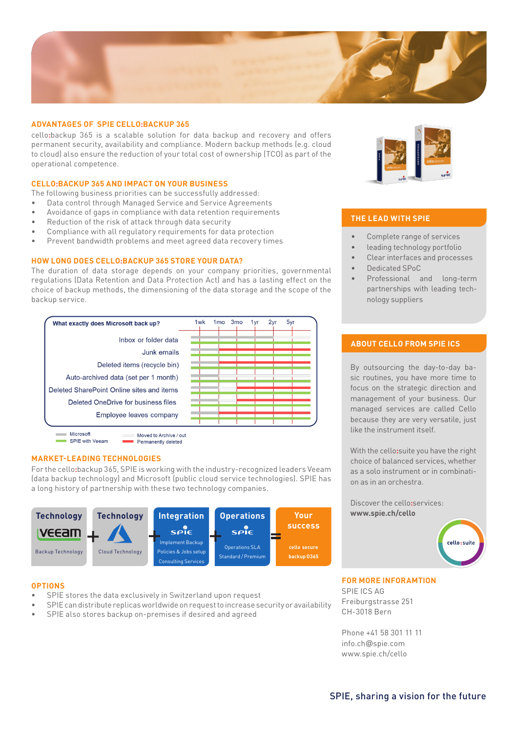## ADVANTAGES OF SPIE CELLO:BACKUP 365

cello:backup 365 is a scalable solution for data backup and recovery and offers permanent security, availability and compliance. Modern backup methods (e.g. cloud to cloud) also ensure the reduction of your total cost of ownership (TCO) as part of the operational competence.

## CELLO:BACKUP 365 AND IMPACT ON YOUR BUSINESS

The following business priorities can be successfully addressed:

- Data control through Managed Service and Service Agreements
- Avoidance of gaps in compliance with data retention requirements
- Reduction of the risk of attack through data security
- Compliance with all regulatory requirements for data protection
- Prevent bandwidth problems and meet agreed data recovery times

## HOW LONG DOES CELLO:BACKUP 365 STORE YOUR DATA?

The duration of data storage depends on your company priorities, governmental regulations (Data Retention and Data Protection Act) and has a lasting effect on the choice of backup methods, the dimensioning of the data storage and the scope of the backup service.

What exactly does Microsoft back up?

1wk 1mo 3mo 1yr 2yr 5yr

Inbox or folder data
Junk emails
Deleted items (recycle bin)
Auto-archived data (set per 1 month)
Deleted SharePoint Online sites and items
Deleted OneDrive for business files
Employee leaves company

Microsoft
SPIE with Veeam
Moved to Archive / out
Permanently deleted

## MARKET-LEADING TECHNOLOGIES

For the cello:backup 365, SPIE is working with the industry-recognized leaders Veeam (data backup technology) and Microsoft (public cloud service technologies). SPIE has a long history of partnership with these two technology companies.

Technology – veeam – Backup Technology
+
Technology – Cloud Technology
+
Integration – SPIE – Implement Backup Policies & Jobs setup Consulting Services
+
Operations – SPIE – Operations SLA Standard / Premium
=
Your success – cello secure backup 0365

## OPTIONS

- SPIE stores the data exclusively in Switzerland upon request
- SPIE can distribute replicas worldwide on request to increase security or availability
- SPIE also stores backup on-premises if desired and agreed

## THE LEAD WITH SPIE

- Complete range of services
- leading technology portfolio
- Clear interfaces and processes
- Dedicated SPoC
- Professional and long-term partnerships with leading technology suppliers

## ABOUT CELLO FROM SPIE ICS

By outsourcing the day-to-day basic routines, you have more time to focus on the strategic direction and management of your business. Our managed services are called Cello because they are very versatile, just like the instrument itself.

With the cello:suite you have the right choice of balanced services, whether as a solo instrument or in combination as in an orchestra.

Discover the cello:services:
**www.spie.ch/cello**

cello:suite

## FOR MORE INFORAMTION

SPIE ICS AG
Freiburgstrasse 251
CH-3018 Bern

Phone +41 58 301 11 11
info.ch@spie.com
www.spie.ch/cello

SPIE, sharing a vision for the future